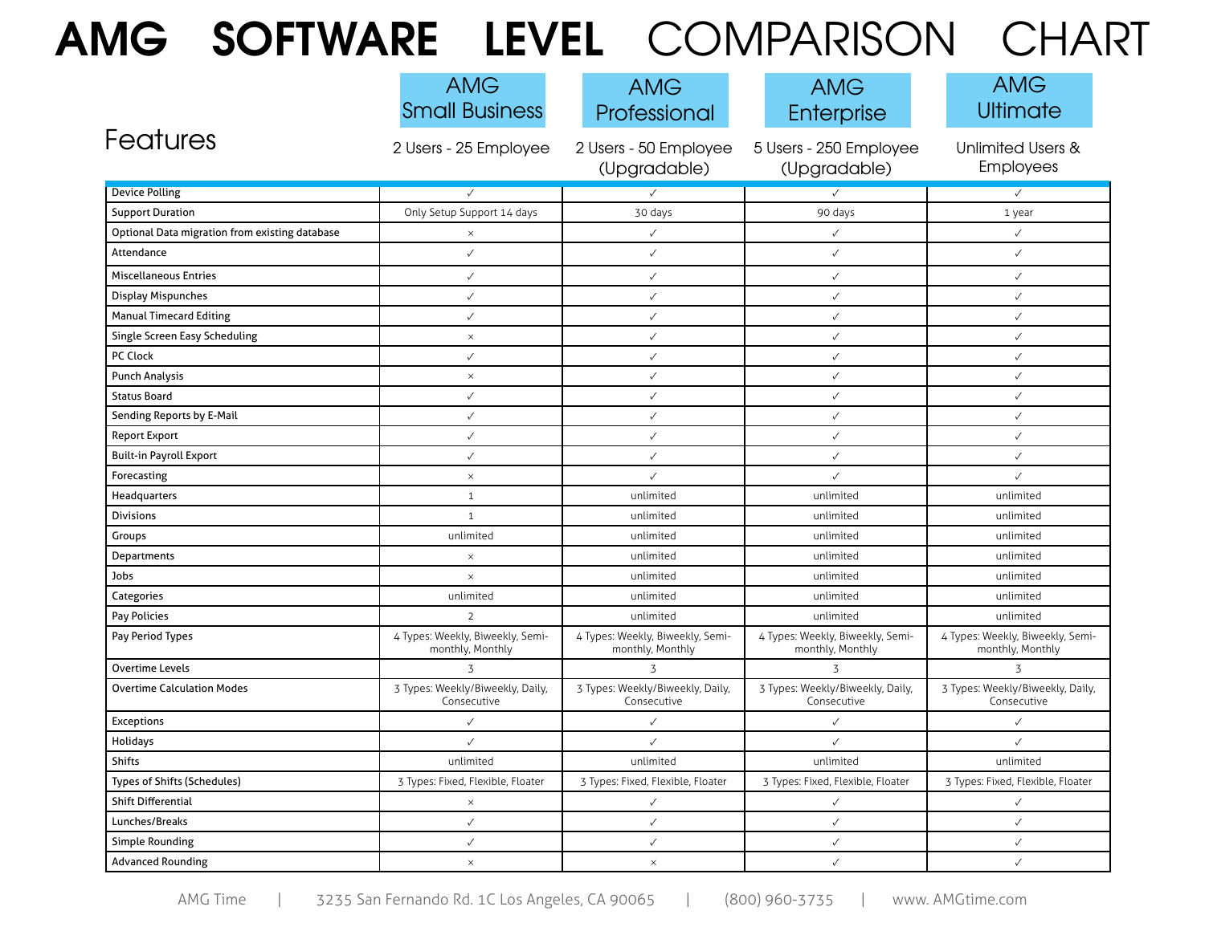# AMG SOFTWARE LEVEL COMPARISON CHART

| Features | AMG Small Business<br>2 Users - 25 Employee | AMG Professional<br>2 Users - 50 Employee (Upgradable) | AMG Enterprise<br>5 Users - 250 Employee (Upgradable) | AMG Ultimate<br>Unlimited Users & Employees |
|---|---|---|---|---|
| Device Polling | ✓ | ✓ | ✓ | ✓ |
| Support Duration | Only Setup Support 14 days | 30 days | 90 days | 1 year |
| Optional Data migration from existing database | × | ✓ | ✓ | ✓ |
| Attendance | ✓ | ✓ | ✓ | ✓ |
| Miscellaneous Entries | ✓ | ✓ | ✓ | ✓ |
| Display Mispunches | ✓ | ✓ | ✓ | ✓ |
| Manual Timecard Editing | ✓ | ✓ | ✓ | ✓ |
| Single Screen Easy Scheduling | × | ✓ | ✓ | ✓ |
| PC Clock | ✓ | ✓ | ✓ | ✓ |
| Punch Analysis | × | ✓ | ✓ | ✓ |
| Status Board | ✓ | ✓ | ✓ | ✓ |
| Sending Reports by E-Mail | ✓ | ✓ | ✓ | ✓ |
| Report Export | ✓ | ✓ | ✓ | ✓ |
| Built-in Payroll Export | ✓ | ✓ | ✓ | ✓ |
| Forecasting | × | ✓ | ✓ | ✓ |
| Headquarters | 1 | unlimited | unlimited | unlimited |
| Divisions | 1 | unlimited | unlimited | unlimited |
| Groups | unlimited | unlimited | unlimited | unlimited |
| Departments | × | unlimited | unlimited | unlimited |
| Jobs | × | unlimited | unlimited | unlimited |
| Categories | unlimited | unlimited | unlimited | unlimited |
| Pay Policies | 2 | unlimited | unlimited | unlimited |
| Pay Period Types | 4 Types: Weekly, Biweekly, Semi-monthly, Monthly | 4 Types: Weekly, Biweekly, Semi-monthly, Monthly | 4 Types: Weekly, Biweekly, Semi-monthly, Monthly | 4 Types: Weekly, Biweekly, Semi-monthly, Monthly |
| Overtime Levels | 3 | 3 | 3 | 3 |
| Overtime Calculation Modes | 3 Types: Weekly/Biweekly, Daily, Consecutive | 3 Types: Weekly/Biweekly, Daily, Consecutive | 3 Types: Weekly/Biweekly, Daily, Consecutive | 3 Types: Weekly/Biweekly, Daily, Consecutive |
| Exceptions | ✓ | ✓ | ✓ | ✓ |
| Holidays | ✓ | ✓ | ✓ | ✓ |
| Shifts | unlimited | unlimited | unlimited | unlimited |
| Types of Shifts (Schedules) | 3 Types: Fixed, Flexible, Floater | 3 Types: Fixed, Flexible, Floater | 3 Types: Fixed, Flexible, Floater | 3 Types: Fixed, Flexible, Floater |
| Shift Differential | × | ✓ | ✓ | ✓ |
| Lunches/Breaks | ✓ | ✓ | ✓ | ✓ |
| Simple Rounding | ✓ | ✓ | ✓ | ✓ |
| Advanced Rounding | × | × | ✓ | ✓ |

AMG Time | 3235 San Fernando Rd. 1C Los Angeles, CA 90065 | (800) 960-3735 | www. AMGtime.com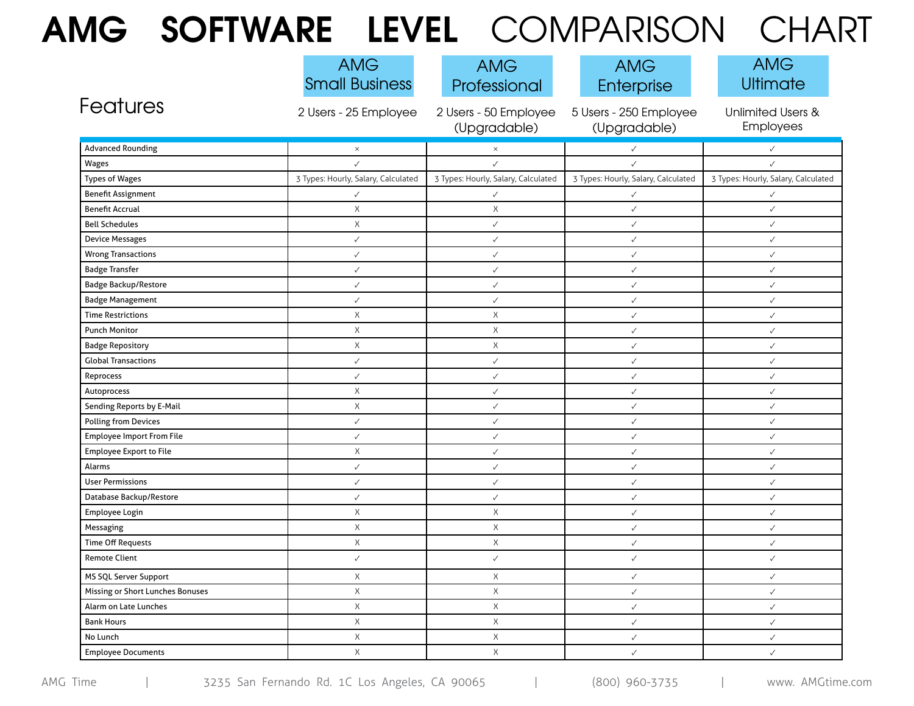# AMG SOFTWARE LEVEL COMPARISON CHART

| Features | AMG Small Business<br>2 Users - 25 Employee | AMG Professional<br>2 Users - 50 Employee (Upgradable) | AMG Enterprise<br>5 Users - 250 Employee (Upgradable) | AMG Ultimate<br>Unlimited Users & Employees |
|---|---|---|---|---|
| Advanced Rounding | × | × | ✓ | ✓ |
| Wages | ✓ | ✓ | ✓ | ✓ |
| Types of Wages | 3 Types: Hourly, Salary, Calculated | 3 Types: Hourly, Salary, Calculated | 3 Types: Hourly, Salary, Calculated | 3 Types: Hourly, Salary, Calculated |
| Benefit Assignment | ✓ | ✓ | ✓ | ✓ |
| Benefit Accrual | X | X | ✓ | ✓ |
| Bell Schedules | X | ✓ | ✓ | ✓ |
| Device Messages | ✓ | ✓ | ✓ | ✓ |
| Wrong Transactions | ✓ | ✓ | ✓ | ✓ |
| Badge Transfer | ✓ | ✓ | ✓ | ✓ |
| Badge Backup/Restore | ✓ | ✓ | ✓ | ✓ |
| Badge Management | ✓ | ✓ | ✓ | ✓ |
| Time Restrictions | X | X | ✓ | ✓ |
| Punch Monitor | X | X | ✓ | ✓ |
| Badge Repository | X | X | ✓ | ✓ |
| Global Transactions | ✓ | ✓ | ✓ | ✓ |
| Reprocess | ✓ | ✓ | ✓ | ✓ |
| Autoprocess | X | ✓ | ✓ | ✓ |
| Sending Reports by E-Mail | X | ✓ | ✓ | ✓ |
| Polling from Devices | ✓ | ✓ | ✓ | ✓ |
| Employee Import From File | ✓ | ✓ | ✓ | ✓ |
| Employee Export to File | X | ✓ | ✓ | ✓ |
| Alarms | ✓ | ✓ | ✓ | ✓ |
| User Permissions | ✓ | ✓ | ✓ | ✓ |
| Database Backup/Restore | ✓ | ✓ | ✓ | ✓ |
| Employee Login | X | X | ✓ | ✓ |
| Messaging | X | X | ✓ | ✓ |
| Time Off Requests | X | X | ✓ | ✓ |
| Remote Client | ✓ | ✓ | ✓ | ✓ |
| MS SQL Server Support | X | X | ✓ | ✓ |
| Missing or Short Lunches Bonuses | X | X | ✓ | ✓ |
| Alarm on Late Lunches | X | X | ✓ | ✓ |
| Bank Hours | X | X | ✓ | ✓ |
| No Lunch | X | X | ✓ | ✓ |
| Employee Documents | X | X | ✓ | ✓ |

AMG Time | 3235 San Fernando Rd. 1C Los Angeles, CA 90065 | (800) 960-3735 | www. AMGtime.com